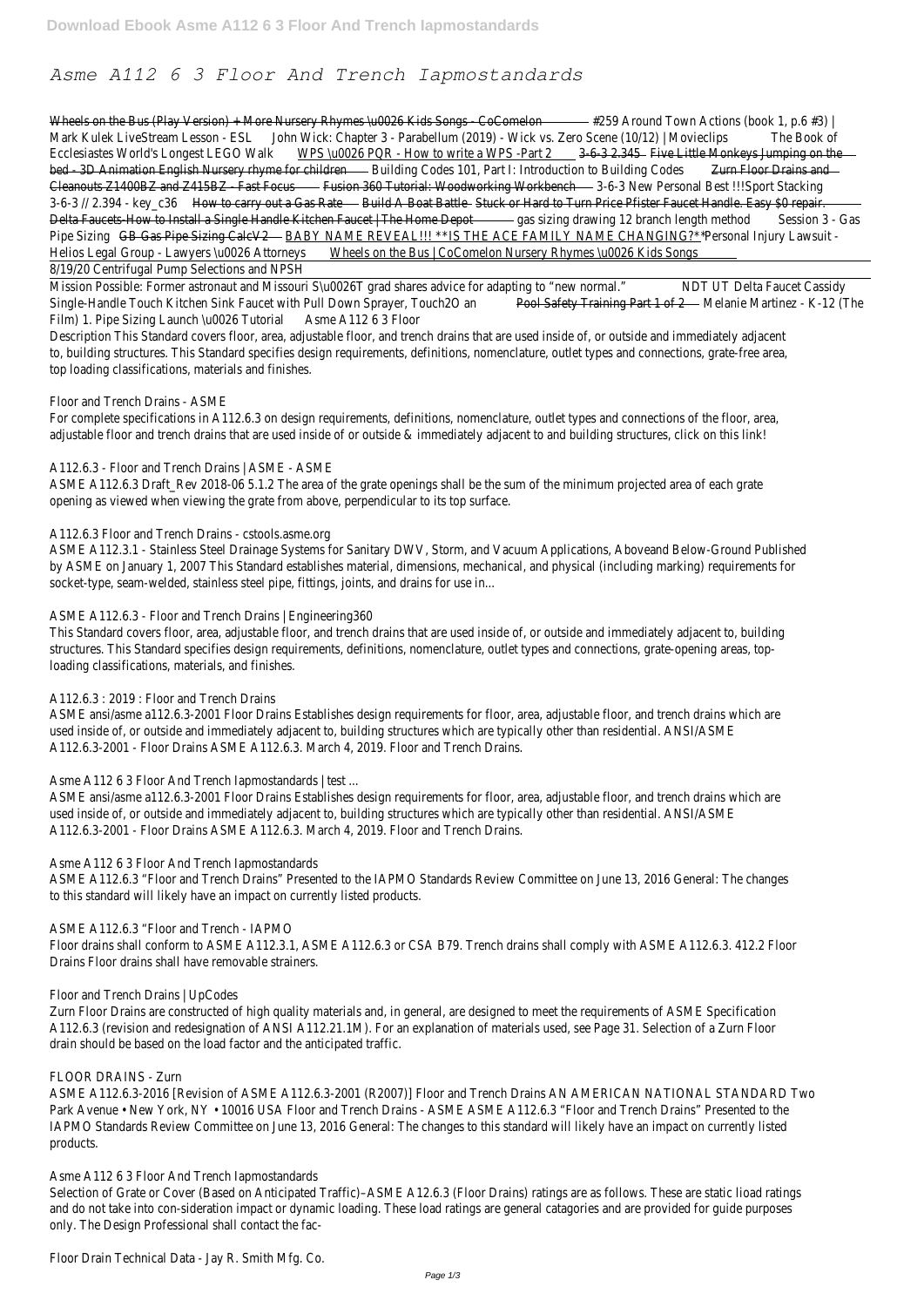# Asme A112 6 3 Floor And Trench Iapmostandards

Wheels on the Bus (Play Version) + More Nursery Rhymes \u0026 Kids Songs - CoComelon #259 Around Town Actions (book 1, p.6 #3) | Mark Kulek LiveStream Lesson - ESL John Wick: Chapter 3 - Parabellum (2019) - Wick vs. Zero Scene (10/12) | Movieclips The Book of Ecclesiastes World's Longest LEGO Walk WPS \u0026 PQR - How to write a WPS -Part 2 3-6-3 2.345 Five Little Monkeys Jumping on the bed - 3D Animation English Nursery rhyme for children Building Codes 101, Part I: Introduction to Building Codes Zurn Floor Drains and Cleanouts Z1400BZ and Z415BZ - Fast Focus Fusion 360 Tutorial: Woodworking Workbench 3-6-3 New Personal Best !!!Sport Stacking 3-6-3 // 2.394 - key_c36 How to carry out a Gas Rate Build A Boat Battle Stuck or Hard to Turn Price Pfister Faucet Handle. Easy $0 repair. Delta Faucets-How to Install a Single Handle Kitchen Faucet | The Home Depot gas sizing drawing 12 branch length method Session 3 - Gas Pipe Sizing GB Gas Pipe Sizing CalcV2 BABY NAME REVEAL!!! **IS THE ACE FAMILY NAME CHANGING?** Personal Injury Lawsuit - Helios Legal Group - Lawyers \u0026 Attorneys Wheels on the Bus | CoComelon Nursery Rhymes \u0026 Kids Songs

8/19/20 Centrifugal Pump Selections and NPSH

Mission Possible: Former astronaut and Missouri S\u0026T grad shares advice for adapting to "new normal." NDT UT Delta Faucet Cassidy Single-Handle Touch Kitchen Sink Faucet with Pull Down Sprayer, Touch2O an Pool Safety Training Part 1 of 2 Melanie Martinez - K-12 (The Film) 1. Pipe Sizing Launch \u0026 Tutorial Asme A112 6 3 Floor

Description This Standard covers floor, area, adjustable floor, and trench drains that are used inside of, or outside and immediately adjacent to, building structures. This Standard specifies design requirements, definitions, nomenclature, outlet types and connections, grate-free area, top loading classifications, materials and finishes.

Floor and Trench Drains - ASME

For complete specifications in A112.6.3 on design requirements, definitions, nomenclature, outlet types and connections of the floor, area, adjustable floor and trench drains that are used inside of or outside & immediately adjacent to and building structures, click on this link!

A112.6.3 - Floor and Trench Drains | ASME - ASME

ASME A112.6.3 Draft_Rev 2018-06 5.1.2 The area of the grate openings shall be the sum of the minimum projected area of each grate opening as viewed when viewing the grate from above, perpendicular to its top surface.

A112.6.3 Floor and Trench Drains - cstools.asme.org

ASME A112.3.1 - Stainless Steel Drainage Systems for Sanitary DWV, Storm, and Vacuum Applications, Aboveand Below-Ground Published by ASME on January 1, 2007 This Standard establishes material, dimensions, mechanical, and physical (including marking) requirements for socket-type, seam-welded, stainless steel pipe, fittings, joints, and drains for use in...

ASME A112.6.3 - Floor and Trench Drains | Engineering360

This Standard covers floor, area, adjustable floor, and trench drains that are used inside of, or outside and immediately adjacent to, building structures. This Standard specifies design requirements, definitions, nomenclature, outlet types and connections, grate-opening areas, top-loading classifications, materials, and finishes.

A112.6.3 : 2019 : Floor and Trench Drains

ASME ansi/asme a112.6.3-2001 Floor Drains Establishes design requirements for floor, area, adjustable floor, and trench drains which are used inside of, or outside and immediately adjacent to, building structures which are typically other than residential. ANSI/ASME A112.6.3-2001 - Floor Drains ASME A112.6.3. March 4, 2019. Floor and Trench Drains.

Asme A112 6 3 Floor And Trench Iapmostandards | test ...

ASME ansi/asme a112.6.3-2001 Floor Drains Establishes design requirements for floor, area, adjustable floor, and trench drains which are used inside of, or outside and immediately adjacent to, building structures which are typically other than residential. ANSI/ASME A112.6.3-2001 - Floor Drains ASME A112.6.3. March 4, 2019. Floor and Trench Drains.

Asme A112 6 3 Floor And Trench Iapmostandards

ASME A112.6.3 "Floor and Trench Drains" Presented to the IAPMO Standards Review Committee on June 13, 2016 General: The changes to this standard will likely have an impact on currently listed products.

ASME A112.6.3 "Floor and Trench - IAPMO

Floor drains shall conform to ASME A112.3.1, ASME A112.6.3 or CSA B79. Trench drains shall comply with ASME A112.6.3. 412.2 Floor Drains Floor drains shall have removable strainers.

Floor and Trench Drains | UpCodes

Zurn Floor Drains are constructed of high quality materials and, in general, are designed to meet the requirements of ASME Specification A112.6.3 (revision and redesignation of ANSI A112.21.1M). For an explanation of materials used, see Page 31. Selection of a Zurn Floor drain should be based on the load factor and the anticipated traffic.

FLOOR DRAINS - Zurn

ASME A112.6.3-2016 [Revision of ASME A112.6.3-2001 (R2007)] Floor and Trench Drains AN AMERICAN NATIONAL STANDARD Two Park Avenue • New York, NY • 10016 USA Floor and Trench Drains - ASME ASME A112.6.3 "Floor and Trench Drains" Presented to the IAPMO Standards Review Committee on June 13, 2016 General: The changes to this standard will likely have an impact on currently listed products.

Asme A112 6 3 Floor And Trench Iapmostandards

Selection of Grate or Cover (Based on Anticipated Traffic)–ASME A12.6.3 (Floor Drains) ratings are as follows. These are static lioad ratings and do not take into con-sideration impact or dynamic loading. These load ratings are general catagories and are provided for guide purposes only. The Design Professional shall contact the fac-

Floor Drain Technical Data - Jay R. Smith Mfg. Co.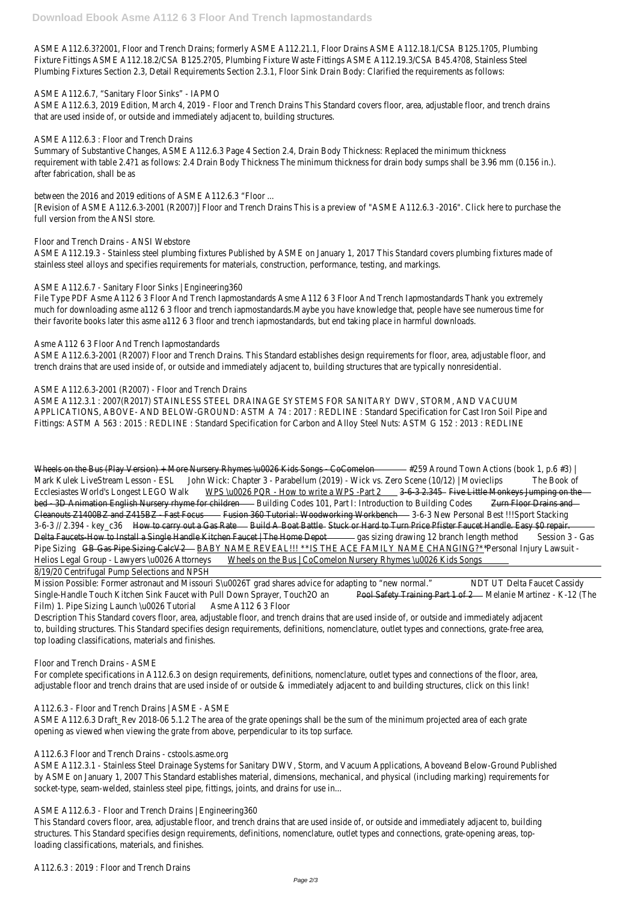ASME A112.6.3?2001, Floor and Trench Drains; formerly ASME A112.21.1, Floor Drains ASME A112.18.1/CSA B125.1?05, Plumbing Fixture Fittings ASME A112.18.2/CSA B125.2?05, Plumbing Fixture Waste Fittings ASME A112.19.3/CSA B45.4?08, Stainless Steel Plumbing Fixtures Section 2.3, Detail Requirements Section 2.3.1, Floor Sink Drain Body: Clarified the requirements as follows:

ASME A112.6.7, "Sanitary Floor Sinks" - IAPMO

ASME A112.6.3, 2019 Edition, March 4, 2019 - Floor and Trench Drains This Standard covers floor, area, adjustable floor, and trench drains that are used inside of, or outside and immediately adjacent to, building structures.

ASME A112.6.3 : Floor and Trench Drains

Summary of Substantive Changes, ASME A112.6.3 Page 4 Section 2.4, Drain Body Thickness: Replaced the minimum thickness requirement with table 2.4?1 as follows: 2.4 Drain Body Thickness The minimum thickness for drain body sumps shall be 3.96 mm (0.156 in.). after fabrication, shall be as

between the 2016 and 2019 editions of ASME A112.6.3 "Floor ...

[Revision of ASME A112.6.3-2001 (R2007)] Floor and Trench Drains This is a preview of "ASME A112.6.3 -2016". Click here to purchase the full version from the ANSI store.

Floor and Trench Drains - ANSI Webstore

ASME A112.19.3 - Stainless steel plumbing fixtures Published by ASME on January 1, 2017 This Standard covers plumbing fixtures made of stainless steel alloys and specifies requirements for materials, construction, performance, testing, and markings.

ASME A112.6.7 - Sanitary Floor Sinks | Engineering360

File Type PDF Asme A112 6 3 Floor And Trench Iapmostandards Asme A112 6 3 Floor And Trench Iapmostandards Thank you extremely much for downloading asme a112 6 3 floor and trench iapmostandards.Maybe you have knowledge that, people have see numerous time for their favorite books later this asme a112 6 3 floor and trench iapmostandards, but end taking place in harmful downloads.

Asme A112 6 3 Floor And Trench Iapmostandards

ASME A112.6.3-2001 (R2007) Floor and Trench Drains. This Standard establishes design requirements for floor, area, adjustable floor, and trench drains that are used inside of, or outside and immediately adjacent to, building structures that are typically nonresidential.

ASME A112.6.3-2001 (R2007) - Floor and Trench Drains

ASME A112.3.1 : 2007(R2017) STAINLESS STEEL DRAINAGE SYSTEMS FOR SANITARY DWV, STORM, AND VACUUM APPLICATIONS, ABOVE- AND BELOW-GROUND: ASTM A 74 : 2017 : REDLINE : Standard Specification for Cast Iron Soil Pipe and Fittings: ASTM A 563 : 2015 : REDLINE : Standard Specification for Carbon and Alloy Steel Nuts: ASTM G 152 : 2013 : REDLINE

Wheels on the Bus (Play Version) + More Nursery Rhymes \u0026 Kids Songs - CoComelon #259 Around Town Actions (book 1, p.6 #3) | Mark Kulek LiveStream Lesson - ESL John Wick: Chapter 3 - Parabellum (2019) - Wick vs. Zero Scene (10/12) | Movieclips The Book of Ecclesiastes World's Longest LEGO Walk WPS \u0026 PQR - How to write a WPS -Part 2 3-6-3 2.345 Five Little Monkeys Jumping on the bed - 3D Animation English Nursery rhyme for children Building Codes 101, Part I: Introduction to Building Codes Zurn Floor Drains and Cleanouts Z1400BZ and Z415BZ - Fast Focus Fusion 360 Tutorial: Woodworking Workbench 3-6-3 New Personal Best !!!Sport Stacking 3-6-3 // 2.394 - key_c36 How to carry out a Gas Rate Build A Boat Battle Stuck or Hard to Turn Price Pfister Faucet Handle. Easy $0 repair. Delta Faucets-How to Install a Single Handle Kitchen Faucet | The Home Depot gas sizing drawing 12 branch length method Session 3 - Gas Pipe Sizing GB Gas Pipe Sizing CalcV2 BABY NAME REVEAL!!! **IS THE ACE FAMILY NAME CHANGING?** Personal Injury Lawsuit - Helios Legal Group - Lawyers \u0026 Attorneys Wheels on the Bus | CoComelon Nursery Rhymes \u0026 Kids Songs

8/19/20 Centrifugal Pump Selections and NPSH

Mission Possible: Former astronaut and Missouri S\u0026T grad shares advice for adapting to "new normal." NDT UT Delta Faucet Cassidy Single-Handle Touch Kitchen Sink Faucet with Pull Down Sprayer, Touch2O an Pool Safety Training Part 1 of 2 Melanie Martinez - K-12 (The Film) 1. Pipe Sizing Launch \u0026 Tutorial Asme A112 6 3 Floor

Description This Standard covers floor, area, adjustable floor, and trench drains that are used inside of, or outside and immediately adjacent to, building structures. This Standard specifies design requirements, definitions, nomenclature, outlet types and connections, grate-free area, top loading classifications, materials and finishes.

Floor and Trench Drains - ASME

For complete specifications in A112.6.3 on design requirements, definitions, nomenclature, outlet types and connections of the floor, area, adjustable floor and trench drains that are used inside of or outside & immediately adjacent to and building structures, click on this link!

A112.6.3 - Floor and Trench Drains | ASME - ASME

ASME A112.6.3 Draft_Rev 2018-06 5.1.2 The area of the grate openings shall be the sum of the minimum projected area of each grate opening as viewed when viewing the grate from above, perpendicular to its top surface.

A112.6.3 Floor and Trench Drains - cstools.asme.org

ASME A112.3.1 - Stainless Steel Drainage Systems for Sanitary DWV, Storm, and Vacuum Applications, Aboveand Below-Ground Published by ASME on January 1, 2007 This Standard establishes material, dimensions, mechanical, and physical (including marking) requirements for socket-type, seam-welded, stainless steel pipe, fittings, joints, and drains for use in...

ASME A112.6.3 - Floor and Trench Drains | Engineering360

This Standard covers floor, area, adjustable floor, and trench drains that are used inside of, or outside and immediately adjacent to, building structures. This Standard specifies design requirements, definitions, nomenclature, outlet types and connections, grate-opening areas, top-loading classifications, materials, and finishes.

A112.6.3 : 2019 : Floor and Trench Drains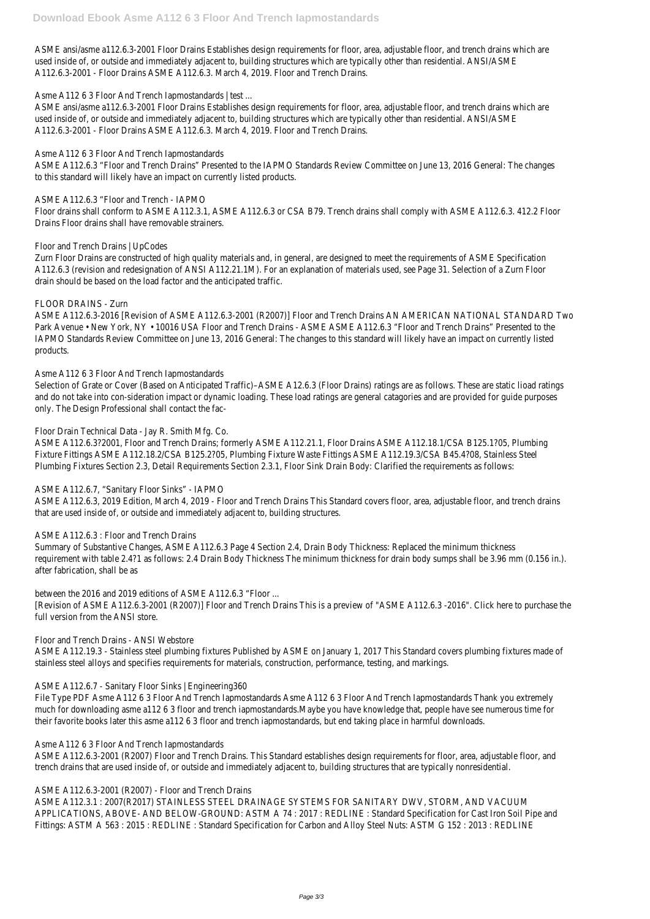ASME ansi/asme a112.6.3-2001 Floor Drains Establishes design requirements for floor, area, adjustable floor, and trench drains which are used inside of, or outside and immediately adjacent to, building structures which are typically other than residential. ANSI/ASME A112.6.3-2001 - Floor Drains ASME A112.6.3. March 4, 2019. Floor and Trench Drains.

Asme A112 6 3 Floor And Trench Iapmostandards | test ...

ASME ansi/asme a112.6.3-2001 Floor Drains Establishes design requirements for floor, area, adjustable floor, and trench drains which are used inside of, or outside and immediately adjacent to, building structures which are typically other than residential. ANSI/ASME A112.6.3-2001 - Floor Drains ASME A112.6.3. March 4, 2019. Floor and Trench Drains.

Asme A112 6 3 Floor And Trench Iapmostandards

ASME A112.6.3 "Floor and Trench Drains" Presented to the IAPMO Standards Review Committee on June 13, 2016 General: The changes to this standard will likely have an impact on currently listed products.

ASME A112.6.3 "Floor and Trench - IAPMO

Floor drains shall conform to ASME A112.3.1, ASME A112.6.3 or CSA B79. Trench drains shall comply with ASME A112.6.3. 412.2 Floor Drains Floor drains shall have removable strainers.

Floor and Trench Drains | UpCodes

Zurn Floor Drains are constructed of high quality materials and, in general, are designed to meet the requirements of ASME Specification A112.6.3 (revision and redesignation of ANSI A112.21.1M). For an explanation of materials used, see Page 31. Selection of a Zurn Floor drain should be based on the load factor and the anticipated traffic.

FLOOR DRAINS - Zurn

ASME A112.6.3-2016 [Revision of ASME A112.6.3-2001 (R2007)] Floor and Trench Drains AN AMERICAN NATIONAL STANDARD Two Park Avenue • New York, NY • 10016 USA Floor and Trench Drains - ASME ASME A112.6.3 "Floor and Trench Drains" Presented to the IAPMO Standards Review Committee on June 13, 2016 General: The changes to this standard will likely have an impact on currently listed products.

Asme A112 6 3 Floor And Trench Iapmostandards

Selection of Grate or Cover (Based on Anticipated Traffic)–ASME A12.6.3 (Floor Drains) ratings are as follows. These are static lioad ratings and do not take into con-sideration impact or dynamic loading. These load ratings are general catagories and are provided for guide purposes only. The Design Professional shall contact the fac-

Floor Drain Technical Data - Jay R. Smith Mfg. Co.

ASME A112.6.3?2001, Floor and Trench Drains; formerly ASME A112.21.1, Floor Drains ASME A112.18.1/CSA B125.1?05, Plumbing Fixture Fittings ASME A112.18.2/CSA B125.2?05, Plumbing Fixture Waste Fittings ASME A112.19.3/CSA B45.4?08, Stainless Steel Plumbing Fixtures Section 2.3, Detail Requirements Section 2.3.1, Floor Sink Drain Body: Clarified the requirements as follows:

ASME A112.6.7, "Sanitary Floor Sinks" - IAPMO

ASME A112.6.3, 2019 Edition, March 4, 2019 - Floor and Trench Drains This Standard covers floor, area, adjustable floor, and trench drains that are used inside of, or outside and immediately adjacent to, building structures.

ASME A112.6.3 : Floor and Trench Drains

Summary of Substantive Changes, ASME A112.6.3 Page 4 Section 2.4, Drain Body Thickness: Replaced the minimum thickness requirement with table 2.4?1 as follows: 2.4 Drain Body Thickness The minimum thickness for drain body sumps shall be 3.96 mm (0.156 in.). after fabrication, shall be as

between the 2016 and 2019 editions of ASME A112.6.3 "Floor ...

[Revision of ASME A112.6.3-2001 (R2007)] Floor and Trench Drains This is a preview of "ASME A112.6.3 -2016". Click here to purchase the full version from the ANSI store.

Floor and Trench Drains - ANSI Webstore

ASME A112.19.3 - Stainless steel plumbing fixtures Published by ASME on January 1, 2017 This Standard covers plumbing fixtures made of stainless steel alloys and specifies requirements for materials, construction, performance, testing, and markings.

ASME A112.6.7 - Sanitary Floor Sinks | Engineering360

File Type PDF Asme A112 6 3 Floor And Trench Iapmostandards Asme A112 6 3 Floor And Trench Iapmostandards Thank you extremely much for downloading asme a112 6 3 floor and trench iapmostandards.Maybe you have knowledge that, people have see numerous time for their favorite books later this asme a112 6 3 floor and trench iapmostandards, but end taking place in harmful downloads.

Asme A112 6 3 Floor And Trench Iapmostandards

ASME A112.6.3-2001 (R2007) Floor and Trench Drains. This Standard establishes design requirements for floor, area, adjustable floor, and trench drains that are used inside of, or outside and immediately adjacent to, building structures that are typically nonresidential.

ASME A112.6.3-2001 (R2007) - Floor and Trench Drains

ASME A112.3.1 : 2007(R2017) STAINLESS STEEL DRAINAGE SYSTEMS FOR SANITARY DWV, STORM, AND VACUUM APPLICATIONS, ABOVE- AND BELOW-GROUND: ASTM A 74 : 2017 : REDLINE : Standard Specification for Cast Iron Soil Pipe and Fittings: ASTM A 563 : 2015 : REDLINE : Standard Specification for Carbon and Alloy Steel Nuts: ASTM G 152 : 2013 : REDLINE